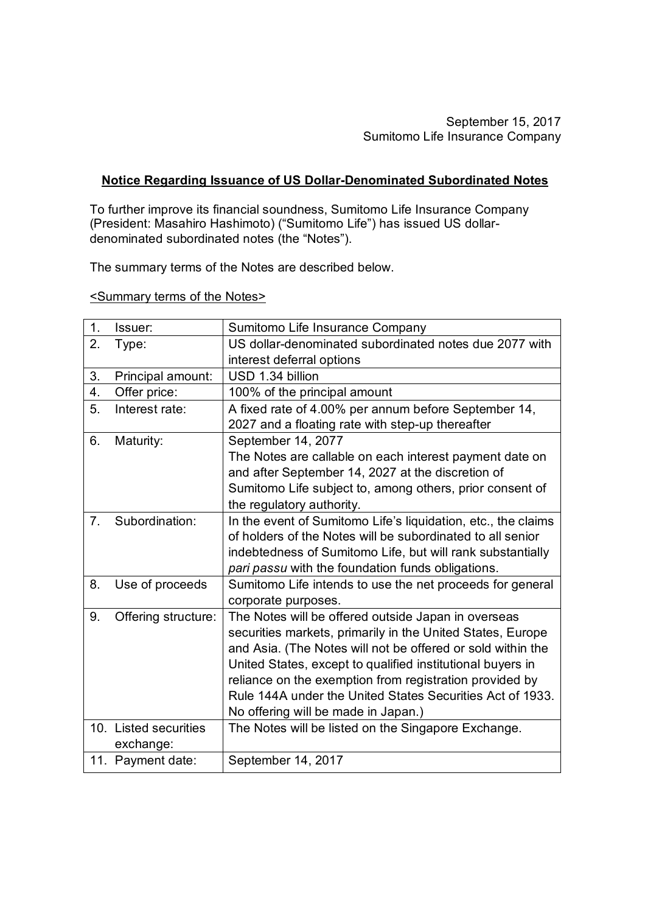September 15, 2017
Sumitomo Life Insurance Company

**Notice Regarding Issuance of US Dollar-Denominated Subordinated Notes**

To further improve its financial soundness, Sumitomo Life Insurance Company (President: Masahiro Hashimoto) ("Sumitomo Life") has issued US dollar-denominated subordinated notes (the "Notes").

The summary terms of the Notes are described below.

<Summary terms of the Notes>

| | |
|---|---|
| 1. Issuer: | Sumitomo Life Insurance Company |
| 2. Type: | US dollar-denominated subordinated notes due 2077 with interest deferral options |
| 3. Principal amount: | USD 1.34 billion |
| 4. Offer price: | 100% of the principal amount |
| 5. Interest rate: | A fixed rate of 4.00% per annum before September 14, 2027 and a floating rate with step-up thereafter |
| 6. Maturity: | September 14, 2077<br>The Notes are callable on each interest payment date on and after September 14, 2027 at the discretion of Sumitomo Life subject to, among others, prior consent of the regulatory authority. |
| 7. Subordination: | In the event of Sumitomo Life's liquidation, etc., the claims of holders of the Notes will be subordinated to all senior indebtedness of Sumitomo Life, but will rank substantially *pari passu* with the foundation funds obligations. |
| 8. Use of proceeds | Sumitomo Life intends to use the net proceeds for general corporate purposes. |
| 9. Offering structure: | The Notes will be offered outside Japan in overseas securities markets, primarily in the United States, Europe and Asia. (The Notes will not be offered or sold within the United States, except to qualified institutional buyers in reliance on the exemption from registration provided by Rule 144A under the United States Securities Act of 1933. No offering will be made in Japan.) |
| 10. Listed securities exchange: | The Notes will be listed on the Singapore Exchange. |
| 11. Payment date: | September 14, 2017 |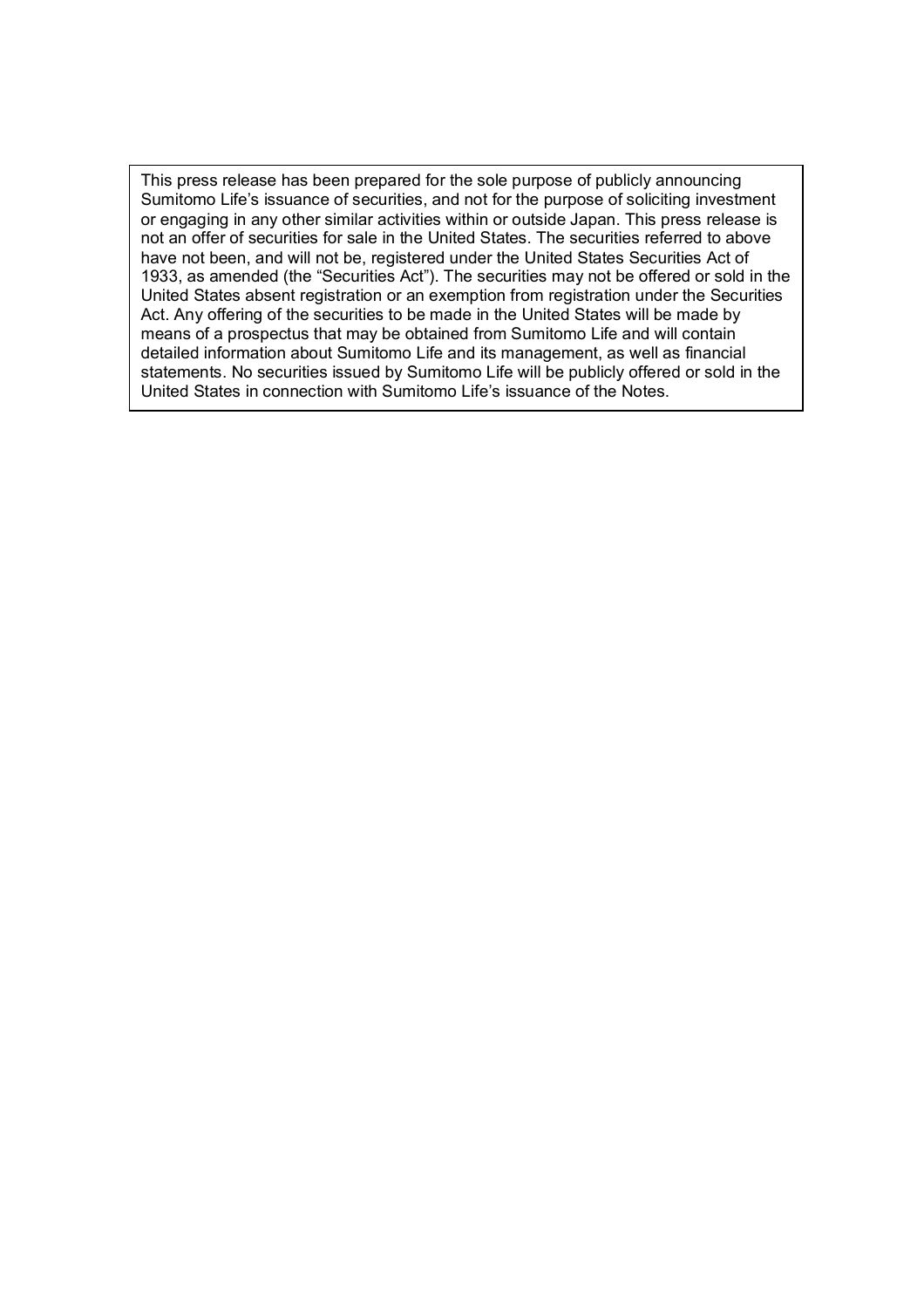This press release has been prepared for the sole purpose of publicly announcing Sumitomo Life's issuance of securities, and not for the purpose of soliciting investment or engaging in any other similar activities within or outside Japan. This press release is not an offer of securities for sale in the United States. The securities referred to above have not been, and will not be, registered under the United States Securities Act of 1933, as amended (the "Securities Act"). The securities may not be offered or sold in the United States absent registration or an exemption from registration under the Securities Act. Any offering of the securities to be made in the United States will be made by means of a prospectus that may be obtained from Sumitomo Life and will contain detailed information about Sumitomo Life and its management, as well as financial statements. No securities issued by Sumitomo Life will be publicly offered or sold in the United States in connection with Sumitomo Life's issuance of the Notes.